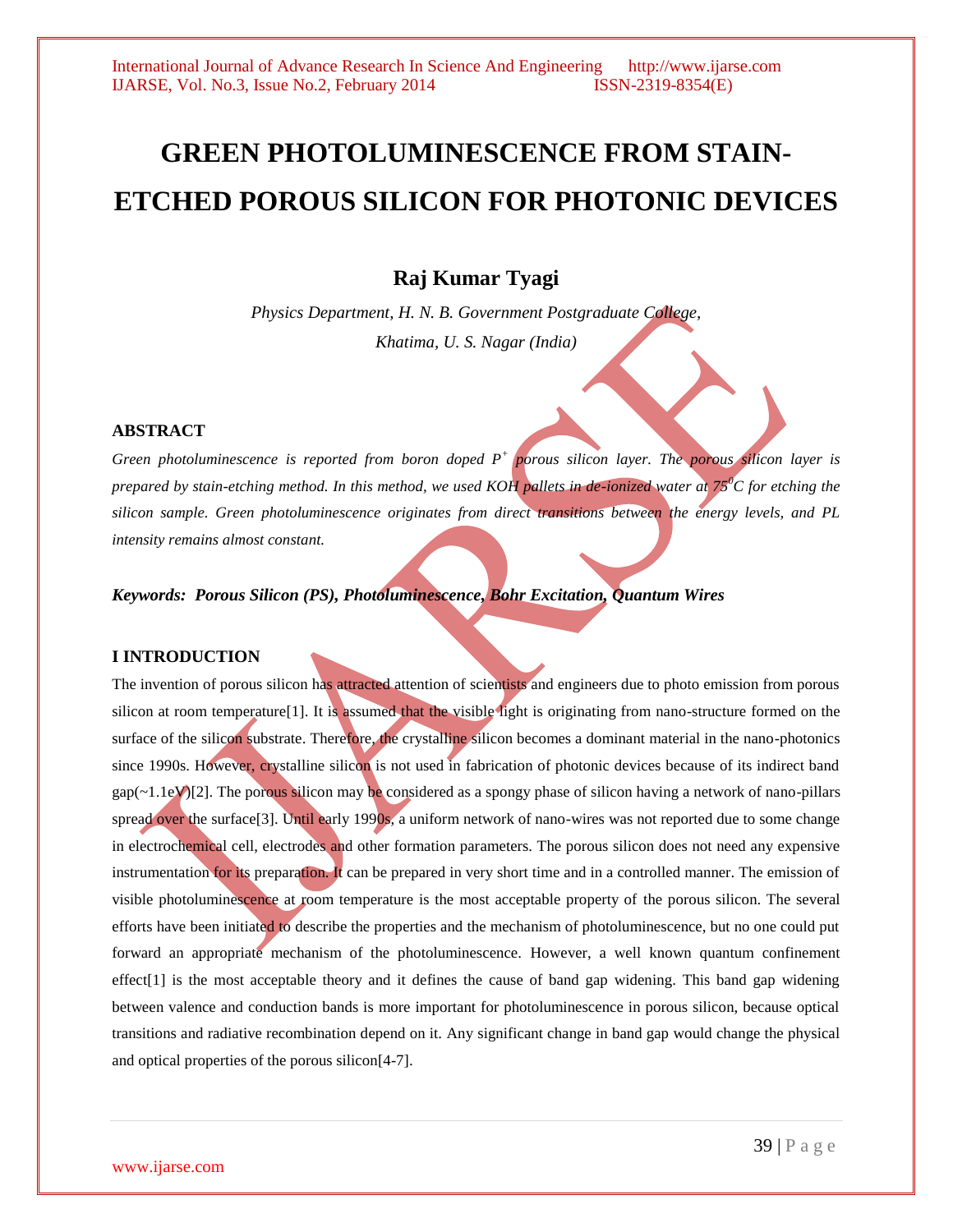# GREEN PHOTOLUMINESCENCE FROM STAIN-ETCHED POROUS SILICON FOR PHOTONIC DEVICES

## Raj Kumar Tyagi

*Physics Department, H. N. B. Government Postgraduate College,*

*Khatima, U. S. Nagar (India)*

### ABSTRACT

*Green photoluminescence is reported from boron doped $P^+$ porous silicon layer. The porous silicon layer is prepared by stain-etching method. In this method, we used KOH pallets in de-ionized water at $75^0C$ for etching the silicon sample. Green photoluminescence originates from direct transitions between the energy levels, and PL intensity remains almost constant.*

***Keywords: Porous Silicon (PS), Photoluminescence, Bohr Excitation, Quantum Wires***

### I INTRODUCTION

The invention of porous silicon has attracted attention of scientists and engineers due to photo emission from porous silicon at room temperature[1]. It is assumed that the visible light is originating from nano-structure formed on the surface of the silicon substrate. Therefore, the crystalline silicon becomes a dominant material in the nano-photonics since 1990s. However, crystalline silicon is not used in fabrication of photonic devices because of its indirect band gap(~1.1eV)[2]. The porous silicon may be considered as a spongy phase of silicon having a network of nano-pillars spread over the surface[3]. Until early 1990s, a uniform network of nano-wires was not reported due to some change in electrochemical cell, electrodes and other formation parameters. The porous silicon does not need any expensive instrumentation for its preparation. It can be prepared in very short time and in a controlled manner. The emission of visible photoluminescence at room temperature is the most acceptable property of the porous silicon. The several efforts have been initiated to describe the properties and the mechanism of photoluminescence, but no one could put forward an appropriate mechanism of the photoluminescence. However, a well known quantum confinement effect[1] is the most acceptable theory and it defines the cause of band gap widening. This band gap widening between valence and conduction bands is more important for photoluminescence in porous silicon, because optical transitions and radiative recombination depend on it. Any significant change in band gap would change the physical and optical properties of the porous silicon[4-7].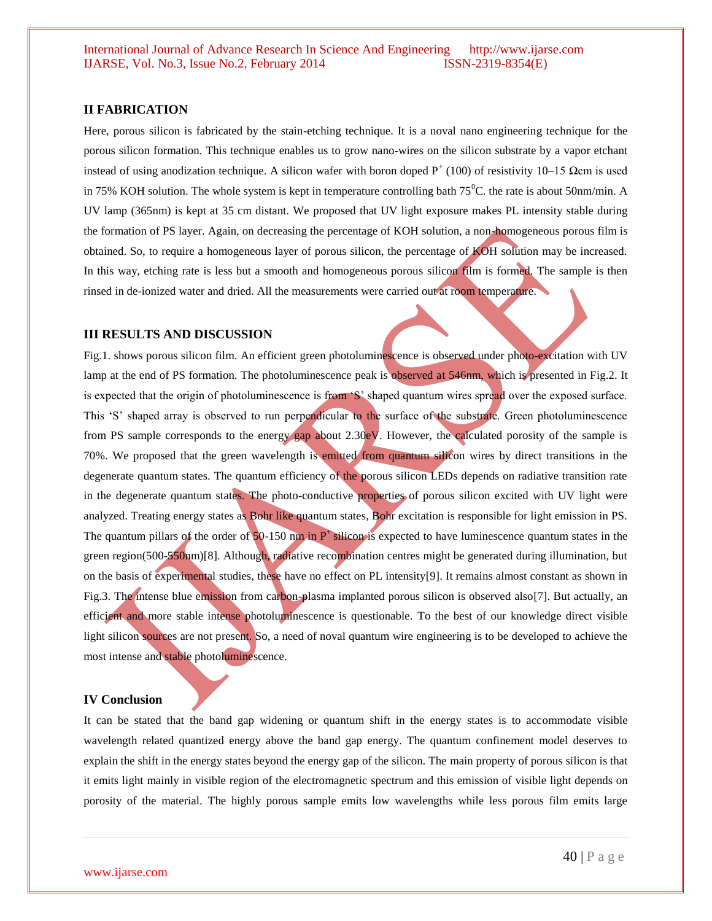## II FABRICATION

Here, porous silicon is fabricated by the stain-etching technique. It is a noval nano engineering technique for the porous silicon formation. This technique enables us to grow nano-wires on the silicon substrate by a vapor etchant instead of using anodization technique. A silicon wafer with boron doped $P^+$ (100) of resistivity 10–15 Ωcm is used in 75% KOH solution. The whole system is kept in temperature controlling bath $75^0$C. the rate is about 50nm/min. A UV lamp (365nm) is kept at 35 cm distant. We proposed that UV light exposure makes PL intensity stable during the formation of PS layer. Again, on decreasing the percentage of KOH solution, a non-homogeneous porous film is obtained. So, to require a homogeneous layer of porous silicon, the percentage of KOH solution may be increased. In this way, etching rate is less but a smooth and homogeneous porous silicon film is formed. The sample is then rinsed in de-ionized water and dried. All the measurements were carried out at room temperature.

## III RESULTS AND DISCUSSION

Fig.1. shows porous silicon film. An efficient green photoluminescence is observed under photo-excitation with UV lamp at the end of PS formation. The photoluminescence peak is observed at 546nm, which is presented in Fig.2. It is expected that the origin of photoluminescence is from 'S' shaped quantum wires spread over the exposed surface. This 'S' shaped array is observed to run perpendicular to the surface of the substrate. Green photoluminescence from PS sample corresponds to the energy gap about 2.30eV. However, the calculated porosity of the sample is 70%. We proposed that the green wavelength is emitted from quantum silicon wires by direct transitions in the degenerate quantum states. The quantum efficiency of the porous silicon LEDs depends on radiative transition rate in the degenerate quantum states. The photo-conductive properties of porous silicon excited with UV light were analyzed. Treating energy states as Bohr like quantum states, Bohr excitation is responsible for light emission in PS. The quantum pillars of the order of 50-150 nm in $P^+$ silicon is expected to have luminescence quantum states in the green region(500-550nm)[8]. Although, radiative recombination centres might be generated during illumination, but on the basis of experimental studies, these have no effect on PL intensity[9]. It remains almost constant as shown in Fig.3. The intense blue emission from carbon-plasma implanted porous silicon is observed also[7]. But actually, an efficient and more stable intense photoluminescence is questionable. To the best of our knowledge direct visible light silicon sources are not present. So, a need of noval quantum wire engineering is to be developed to achieve the most intense and stable photoluminescence.

## IV Conclusion

It can be stated that the band gap widening or quantum shift in the energy states is to accommodate visible wavelength related quantized energy above the band gap energy. The quantum confinement model deserves to explain the shift in the energy states beyond the energy gap of the silicon. The main property of porous silicon is that it emits light mainly in visible region of the electromagnetic spectrum and this emission of visible light depends on porosity of the material. The highly porous sample emits low wavelengths while less porous film emits large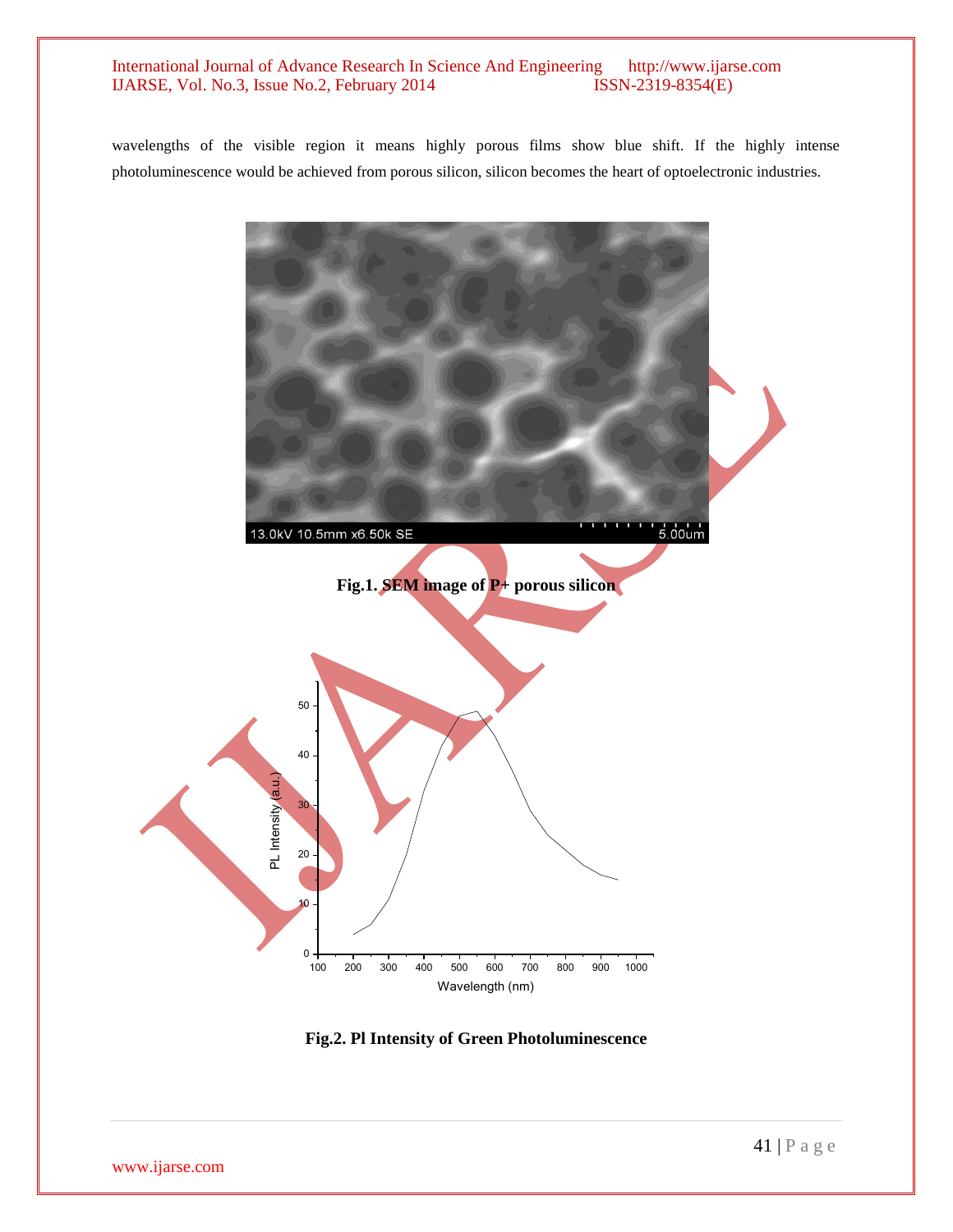wavelengths of the visible region it means highly porous films show blue shift. If the highly intense photoluminescence would be achieved from porous silicon, silicon becomes the heart of optoelectronic industries.

13.0kV 10.5mm x6.50k SE

5.00um

**Fig.1. SEM image of P+ porous silicon**

PL Intensity (a.u.)

0
10
20
30
40
50

100 200 300 400 500 600 700 800 900 1000

Wavelength (nm)

**Fig.2. Pl Intensity of Green Photoluminescence**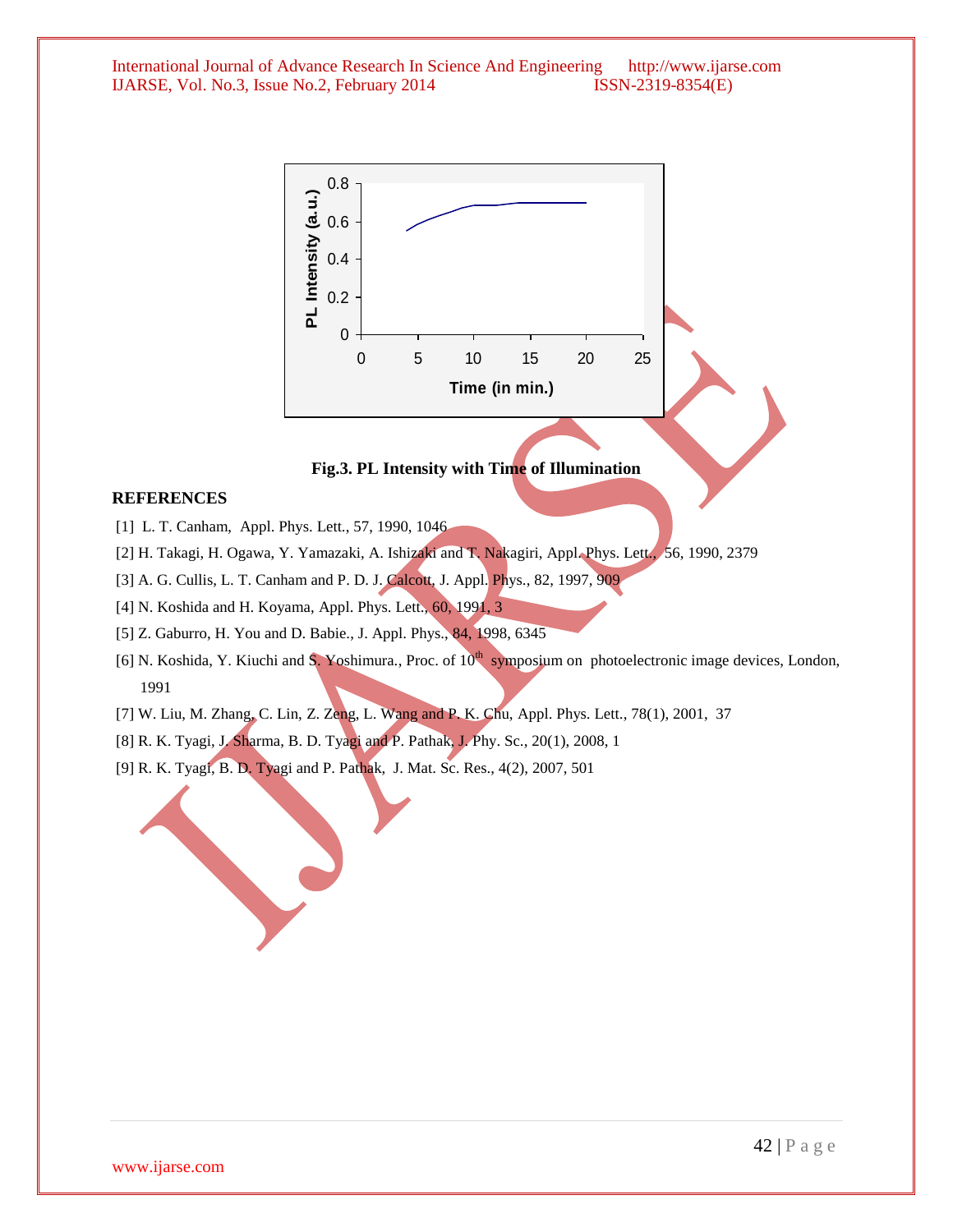0.8
0.6
0.4
0.2
0
PL Intensity (a.u.)
0 5 10 15 20 25
Time (in min.)

**Fig.3. PL Intensity with Time of Illumination**

## REFERENCES

[1] L. T. Canham, Appl. Phys. Lett., 57, 1990, 1046

[2] H. Takagi, H. Ogawa, Y. Yamazaki, A. Ishizaki and T. Nakagiri, Appl. Phys. Lett., 56, 1990, 2379

[3] A. G. Cullis, L. T. Canham and P. D. J. Calcott, J. Appl. Phys., 82, 1997, 909

[4] N. Koshida and H. Koyama, Appl. Phys. Lett., 60, 1991, 3

[5] Z. Gaburro, H. You and D. Babie., J. Appl. Phys., 84, 1998, 6345

[6] N. Koshida, Y. Kiuchi and S. Yoshimura., Proc. of 10th symposium on photoelectronic image devices, London, 1991

[7] W. Liu, M. Zhang, C. Lin, Z. Zeng, L. Wang and P. K. Chu, Appl. Phys. Lett., 78(1), 2001, 37

[8] R. K. Tyagi, J. Sharma, B. D. Tyagi and P. Pathak, J. Phy. Sc., 20(1), 2008, 1

[9] R. K. Tyagi, B. D. Tyagi and P. Pathak, J. Mat. Sc. Res., 4(2), 2007, 501